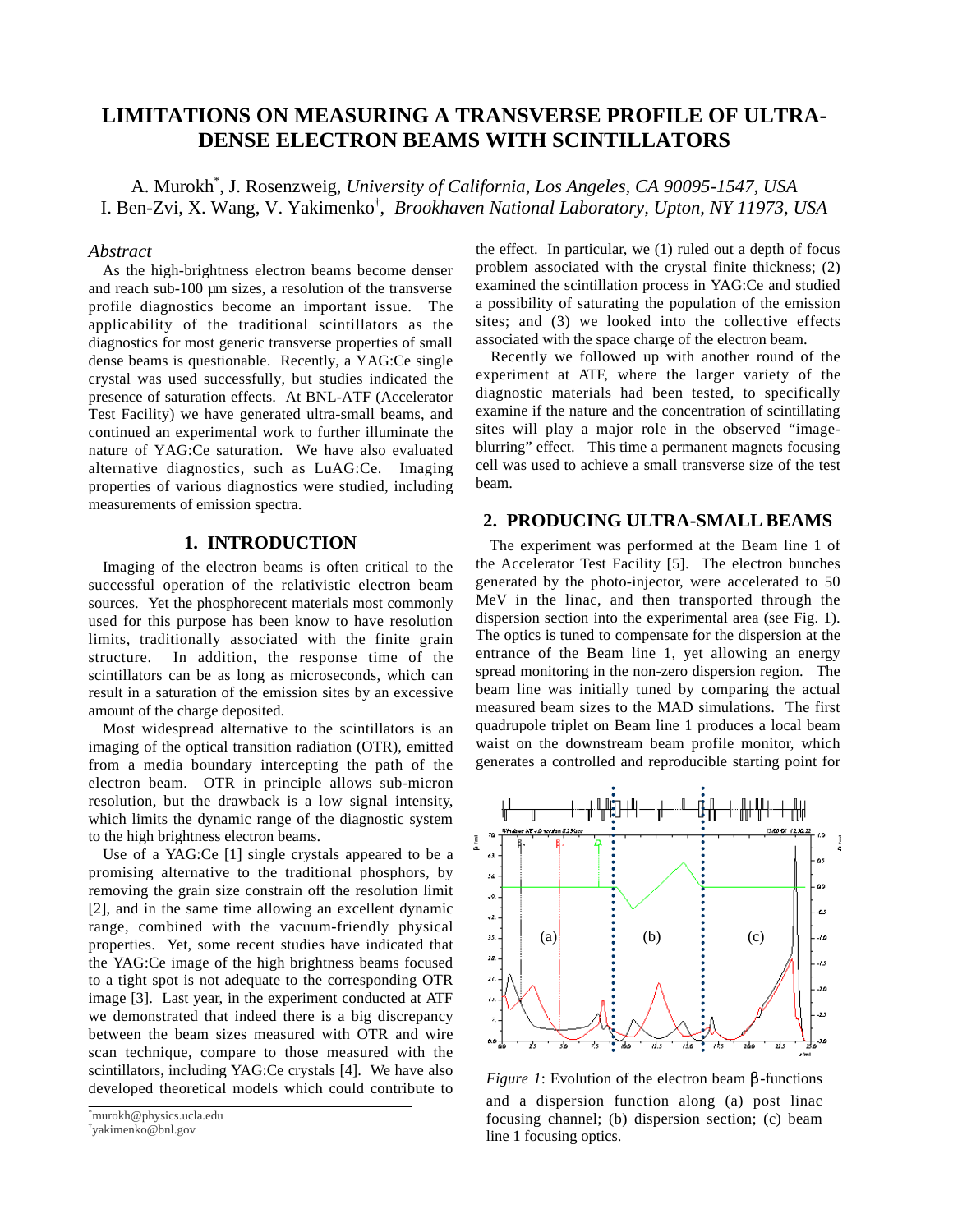# LIMITATIONS ON MEASURING A TRANSVERSE PROFILE OF ULTRA-DENSE ELECTRON BEAMS WITH SCINTILLATORS

A. Murokh*, J. Rosenzweig, *University of California, Los Angeles, CA 90095-1547, USA*
I. Ben-Zvi, X. Wang, V. Yakimenko†, *Brookhaven National Laboratory, Upton, NY 11973, USA*

## *Abstract*

As the high-brightness electron beams become denser and reach sub-100 μm sizes, a resolution of the transverse profile diagnostics become an important issue. The applicability of the traditional scintillators as the diagnostics for most generic transverse properties of small dense beams is questionable. Recently, a YAG:Ce single crystal was used successfully, but studies indicated the presence of saturation effects. At BNL-ATF (Accelerator Test Facility) we have generated ultra-small beams, and continued an experimental work to further illuminate the nature of YAG:Ce saturation. We have also evaluated alternative diagnostics, such as LuAG:Ce. Imaging properties of various diagnostics were studied, including measurements of emission spectra.

## 1. INTRODUCTION

Imaging of the electron beams is often critical to the successful operation of the relativistic electron beam sources. Yet the phosphorecent materials most commonly used for this purpose has been know to have resolution limits, traditionally associated with the finite grain structure. In addition, the response time of the scintillators can be as long as microseconds, which can result in a saturation of the emission sites by an excessive amount of the charge deposited.

Most widespread alternative to the scintillators is an imaging of the optical transition radiation (OTR), emitted from a media boundary intercepting the path of the electron beam. OTR in principle allows sub-micron resolution, but the drawback is a low signal intensity, which limits the dynamic range of the diagnostic system to the high brightness electron beams.

Use of a YAG:Ce [1] single crystals appeared to be a promising alternative to the traditional phosphors, by removing the grain size constrain off the resolution limit [2], and in the same time allowing an excellent dynamic range, combined with the vacuum-friendly physical properties. Yet, some recent studies have indicated that the YAG:Ce image of the high brightness beams focused to a tight spot is not adequate to the corresponding OTR image [3]. Last year, in the experiment conducted at ATF we demonstrated that indeed there is a big discrepancy between the beam sizes measured with OTR and wire scan technique, compare to those measured with the scintillators, including YAG:Ce crystals [4]. We have also developed theoretical models which could contribute to the effect. In particular, we (1) ruled out a depth of focus problem associated with the crystal finite thickness; (2) examined the scintillation process in YAG:Ce and studied a possibility of saturating the population of the emission sites; and (3) we looked into the collective effects associated with the space charge of the electron beam.

Recently we followed up with another round of the experiment at ATF, where the larger variety of the diagnostic materials had been tested, to specifically examine if the nature and the concentration of scintillating sites will play a major role in the observed "image-blurring" effect. This time a permanent magnets focusing cell was used to achieve a small transverse size of the test beam.

## 2. PRODUCING ULTRA-SMALL BEAMS

The experiment was performed at the Beam line 1 of the Accelerator Test Facility [5]. The electron bunches generated by the photo-injector, were accelerated to 50 MeV in the linac, and then transported through the dispersion section into the experimental area (see Fig. 1). The optics is tuned to compensate for the dispersion at the entrance of the Beam line 1, yet allowing an energy spread monitoring in the non-zero dispersion region. The beam line was initially tuned by comparing the actual measured beam sizes to the MAD simulations. The first quadrupole triplet on Beam line 1 produces a local beam waist on the downstream beam profile monitor, which generates a controlled and reproducible starting point for

*Figure 1*: Evolution of the electron beam β-functions and a dispersion function along (a) post linac focusing channel; (b) dispersion section; (c) beam line 1 focusing optics.

*murokh@physics.ucla.edu
†yakimenko@bnl.gov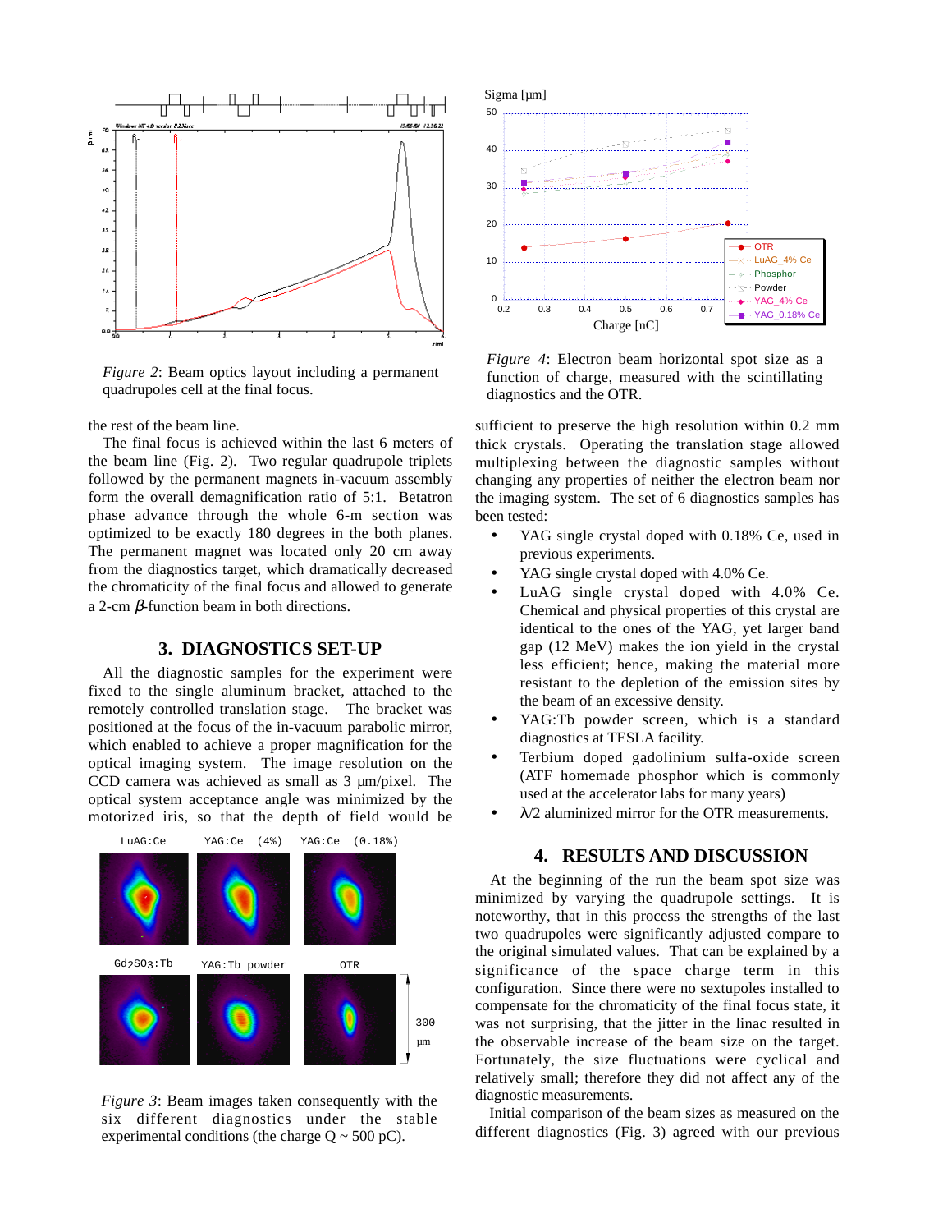*Figure 2*: Beam optics layout including a permanent quadrupoles cell at the final focus.

the rest of the beam line.

The final focus is achieved within the last 6 meters of the beam line (Fig. 2). Two regular quadrupole triplets followed by the permanent magnets in-vacuum assembly form the overall demagnification ratio of 5:1. Betatron phase advance through the whole 6-m section was optimized to be exactly 180 degrees in the both planes. The permanent magnet was located only 20 cm away from the diagnostics target, which dramatically decreased the chromaticity of the final focus and allowed to generate a 2-cm $\beta$-function beam in both directions.

## 3. DIAGNOSTICS SET-UP

All the diagnostic samples for the experiment were fixed to the single aluminum bracket, attached to the remotely controlled translation stage. The bracket was positioned at the focus of the in-vacuum parabolic mirror, which enabled to achieve a proper magnification for the optical imaging system. The image resolution on the CCD camera was achieved as small as 3 µm/pixel. The optical system acceptance angle was minimized by the motorized iris, so that the depth of field would be sufficient to preserve the high resolution within 0.2 mm thick crystals. Operating the translation stage allowed multiplexing the diagnostic samples without changing any properties of neither the electron beam nor the imaging system. The set of 6 diagnostics samples has been tested:

- YAG single crystal doped with 0.18% Ce, used in previous experiments.
- YAG single crystal doped with 4.0% Ce.
- LuAG single crystal doped with 4.0% Ce. Chemical and physical properties of this crystal are identical to the ones of the YAG, yet larger band gap (12 MeV) makes the ion yield in the crystal less efficient; hence, making the material more resistant to the depletion of the emission sites by the beam of an excessive density.
- YAG:Tb powder screen, which is a standard diagnostics at TESLA facility.
- Terbium doped gadolinium sulfa-oxide screen (ATF homemade phosphor which is commonly used at the accelerator labs for many years)
- $\lambda$/2 aluminized mirror for the OTR measurements.

*Figure 3*: Beam images taken consequently with the six different diagnostics under the stable experimental conditions (the charge Q ~ 500 pC).

*Figure 4*: Electron beam horizontal spot size as a function of charge, measured with the scintillating diagnostics and the OTR.

## 4. RESULTS AND DISCUSSION

At the beginning of the run the beam spot size was minimized by varying the quadrupole settings. It is noteworthy, that in this process the strengths of the last two quadrupoles were significantly adjusted compare to the original simulated values. That can be explained by a significance of the space charge term in this configuration. Since there were no sextupoles installed to compensate for the chromaticity of the final focus state, it was not surprising, that the jitter in the linac resulted in the observable increase of the beam size on the target. Fortunately, the size fluctuations were cyclical and relatively small; therefore they did not affect any of the diagnostic measurements.

Initial comparison of the beam sizes as measured on the different diagnostics (Fig. 3) agreed with our previous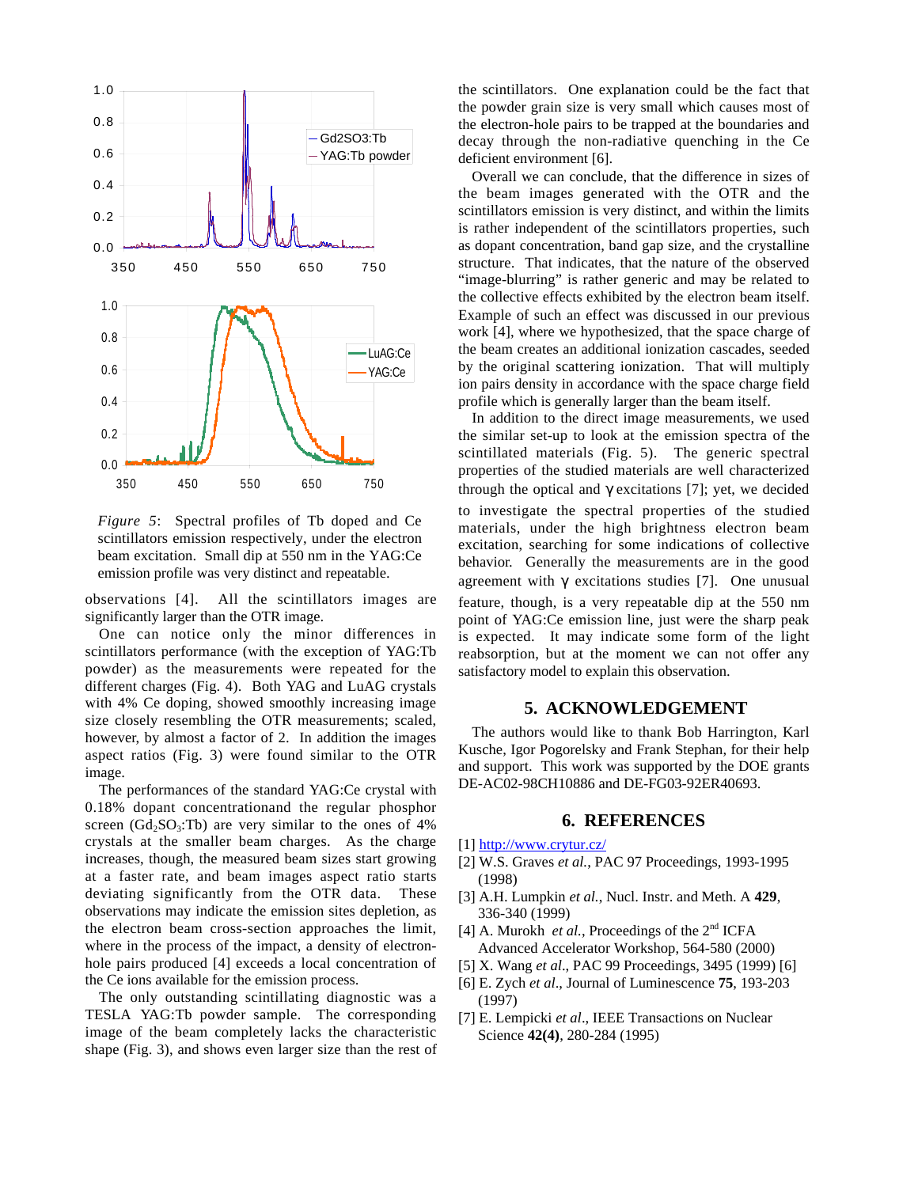1.0
0.8
0.6
0.4
0.2
0.0
350 450 550 650 750

Gd2SO3:Tb
YAG:Tb powder

1.0
0.8
0.6
0.4
0.2
0.0
350 450 550 650 750

LuAG:Ce
YAG:Ce

*Figure 5*: Spectral profiles of Tb doped and Ce scintillators emission respectively, under the electron beam excitation. Small dip at 550 nm in the YAG:Ce emission profile was very distinct and repeatable.

observations [4]. All the scintillators images are significantly larger than the OTR image.

One can notice only the minor differences in scintillators performance (with the exception of YAG:Tb powder) as the measurements were repeated for the different charges (Fig. 4). Both YAG and LuAG crystals with 4% Ce doping, showed smoothly increasing image size closely resembling the OTR measurements; scaled, however, by almost a factor of 2. In addition the images aspect ratios (Fig. 3) were found similar to the OTR image.

The performances of the standard YAG:Ce crystal with 0.18% dopant concentrationand the regular phosphor screen ($Gd_2SO_3$:Tb) are very similar to the ones of 4% crystals at the smaller beam charges. As the charge increases, though, the measured beam sizes start growing at a faster rate, and beam images aspect ratio starts deviating significantly from the OTR data. These observations may indicate the emission sites depletion, as the electron beam cross-section approaches the limit, where in the process of the impact, a density of electron-hole pairs produced [4] exceeds a local concentration of the Ce ions available for the emission process.

The only outstanding scintillating diagnostic was a TESLA YAG:Tb powder sample. The corresponding image of the beam completely lacks the characteristic shape (Fig. 3), and shows even larger size than the rest of the scintillators. One explanation could be the fact that the powder grain size is very small which causes most of the electron-hole pairs to be trapped at the boundaries and decay through the non-radiative quenching in the Ce deficient environment [6].

Overall we can conclude, that the difference in sizes of the beam images generated with the OTR and the scintillators emission is very distinct, and within the limits is rather independent of the scintillators properties, such as dopant concentration, band gap size, and the crystalline structure. That indicates, that the nature of the observed "image-blurring" is rather generic and may be related to the collective effects exhibited by the electron beam itself. Example of such an effect was discussed in our previous work [4], where we hypothesized, that the space charge of the beam creates an additional ionization cascades, seeded by the original scattering ionization. That will multiply ion pairs density in accordance with the space charge field profile which is generally larger than the beam itself.

In addition to the direct image measurements, we used the similar set-up to look at the emission spectra of the scintillated materials (Fig. 5). The generic spectral properties of the studied materials are well characterized through the optical and γ excitations [7]; yet, we decided to investigate the spectral properties of the studied materials, under the high brightness electron beam excitation, searching for some indications of collective behavior. Generally the measurements are in the good agreement with γ excitations studies [7]. One unusual feature, though, is a very repeatable dip at the 550 nm point of YAG:Ce emission line, just were the sharp peak is expected. It may indicate some form of the light reabsorption, but at the moment we can not offer any satisfactory model to explain this observation.

## 5. ACKNOWLEDGEMENT

The authors would like to thank Bob Harrington, Karl Kusche, Igor Pogorelsky and Frank Stephan, for their help and support. This work was supported by the DOE grants DE-AC02-98CH10886 and DE-FG03-92ER40693.

## 6. REFERENCES

[1] http://www.crytur.cz/

[2] W.S. Graves *et al.*, PAC 97 Proceedings, 1993-1995 (1998)

[3] A.H. Lumpkin *et al.*, Nucl. Instr. and Meth. A **429**, 336-340 (1999)

[4] A. Murokh *et al.*, Proceedings of the 2nd ICFA Advanced Accelerator Workshop, 564-580 (2000)

[5] X. Wang *et al*., PAC 99 Proceedings, 3495 (1999) [6]

[6] E. Zych *et al*., Journal of Luminescence **75**, 193-203 (1997)

[7] E. Lempicki *et al*., IEEE Transactions on Nuclear Science **42(4)**, 280-284 (1995)